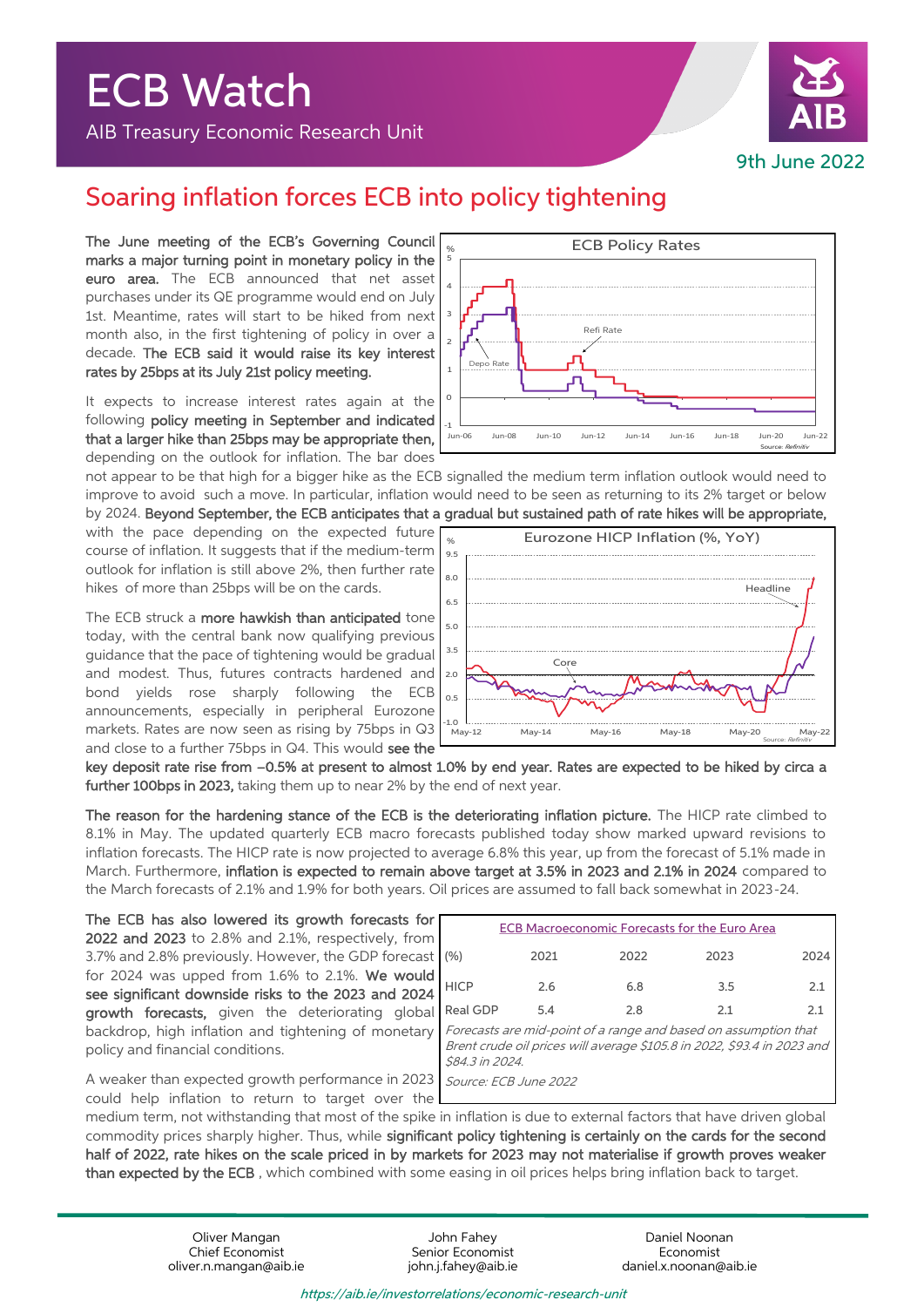# ECB Watch

AIB Treasury Economic Research Unit

9th June 2022

## Soaring inflation forces ECB into policy tightening

**The June meeting of the ECB's Governing Council marks a major turning point in monetary policy in the euro area.** The ECB announced that net asset purchases under its QE programme would end on July 1st. Meantime, rates will start to be hiked from next month also, in the first tightening of policy in over a decade. **The ECB said it would raise its key interest rates by 25bps at its July 21st policy meeting.**

It expects to increase interest rates again at the following **policy meeting in September and indicated that a larger hike than 25bps may be appropriate then,** depending on the outlook for inflation. The bar does not appear to be that high for a bigger hike as the ECB signalled the medium term inflation outlook would need to improve to avoid such a move. In particular, inflation would need to be seen as returning to its 2% target or below by 2024. **Beyond September, the ECB anticipates that a gradual but sustained path of rate hikes will be appropriate,** with the pace depending on the expected future course of inflation. It suggests that if the medium-term outlook for inflation is still above 2%, then further rate hikes of more than 25bps will be on the cards.

The ECB struck a **more hawkish than anticipated** tone today, with the central bank now qualifying previous guidance that the pace of tightening would be gradual and modest. Thus, futures contracts hardened and bond yields rose sharply following the ECB announcements, especially in peripheral Eurozone markets. Rates are now seen as rising by 75bps in Q3 and close to a further 75bps in Q4. This would **see the key deposit rate rise from –0.5% at present to almost 1.0% by end year. Rates are expected to be hiked by circa a further 100bps in 2023,** taking them up to near 2% by the end of next year.

**The reason for the hardening stance of the ECB is the deteriorating inflation picture.** The HICP rate climbed to 8.1% in May. The updated quarterly ECB macro forecasts published today show marked upward revisions to inflation forecasts. The HICP rate is now projected to average 6.8% this year, up from the forecast of 5.1% made in March. Furthermore, **inflation is expected to remain above target at 3.5% in 2023 and 2.1% in 2024** compared to the March forecasts of 2.1% and 1.9% for both years. Oil prices are assumed to fall back somewhat in 2023-24.

**The ECB has also lowered its growth forecasts for 2022 and 2023** to 2.8% and 2.1%, respectively, from 3.7% and 2.8% previously. However, the GDP forecast for 2024 was upped from 1.6% to 2.1%. **We would see significant downside risks to the 2023 and 2024 growth forecasts,** given the deteriorating global backdrop, high inflation and tightening of monetary policy and financial conditions.

| ECB Macroeconomic Forecasts for the Euro Area | | | | |
|---|---|---|---|---|
| (%) | 2021 | 2022 | 2023 | 2024 |
| HICP | 2.6 | 6.8 | 3.5 | 2.1 |
| Real GDP | 5.4 | 2.8 | 2.1 | 2.1 |

*Forecasts are mid-point of a range and based on assumption that Brent crude oil prices will average $105.8 in 2022, $93.4 in 2023 and $84.3 in 2024.*

*Source: ECB June 2022*

A weaker than expected growth performance in 2023 could help inflation to return to target over the medium term, not withstanding that most of the spike in inflation is due to external factors that have driven global commodity prices sharply higher. Thus, while **significant policy tightening is certainly on the cards for the second half of 2022, rate hikes on the scale priced in by markets for 2023 may not materialise if growth proves weaker than expected by the ECB** , which combined with some easing in oil prices helps bring inflation back to target.

Oliver Mangan
Chief Economist
oliver.n.mangan@aib.ie

John Fahey
Senior Economist
john.j.fahey@aib.ie

Daniel Noonan
Economist
daniel.x.noonan@aib.ie

*https://aib.ie/investorrelations/economic-research-unit*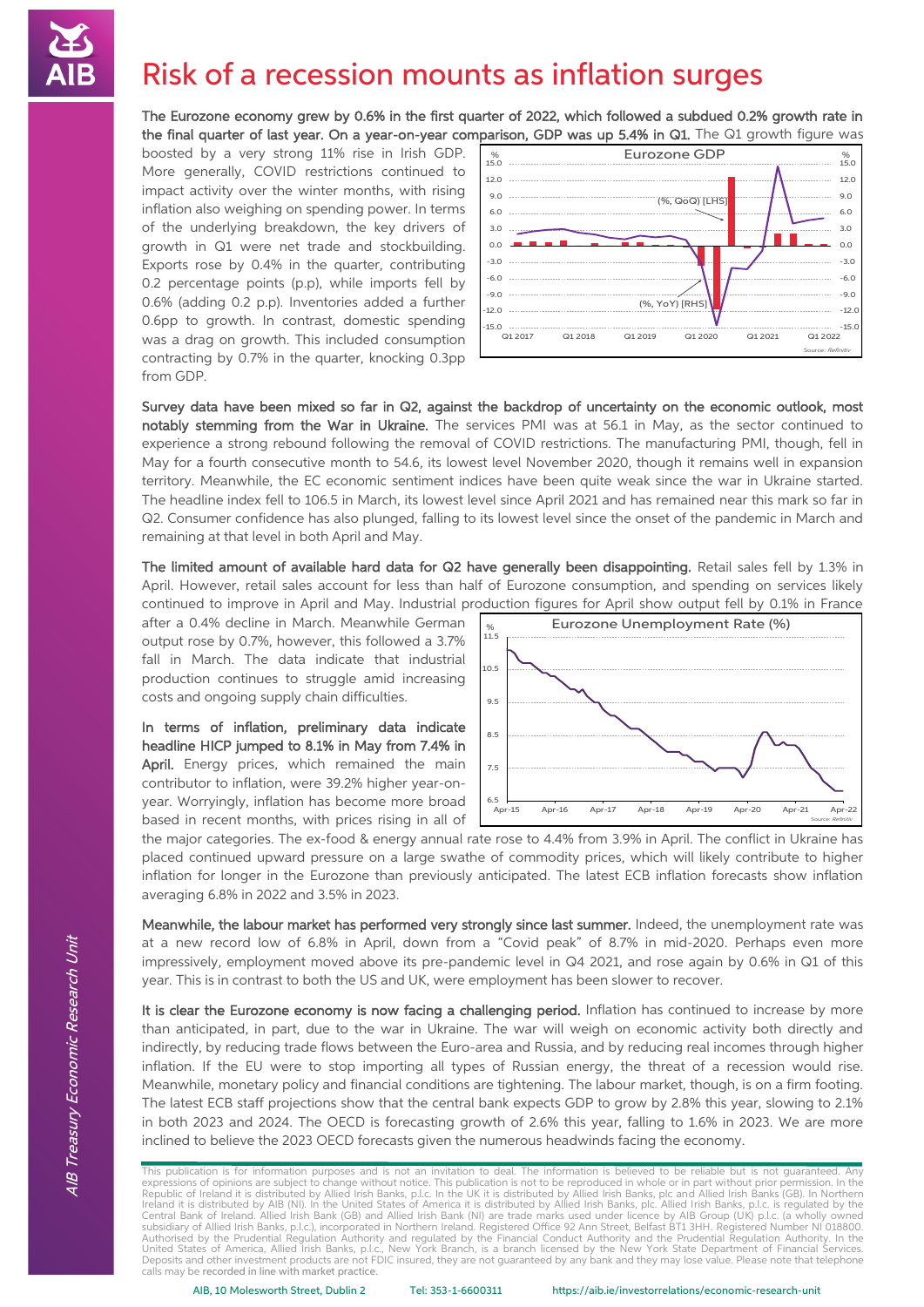# Risk of a recession mounts as inflation surges

**The Eurozone economy grew by 0.6% in the first quarter of 2022, which followed a subdued 0.2% growth rate in the final quarter of last year. On a year-on-year comparison, GDP was up 5.4% in Q1.** The Q1 growth figure was boosted by a very strong 11% rise in Irish GDP. More generally, COVID restrictions continued to impact activity over the winter months, with rising inflation also weighing on spending power. In terms of the underlying breakdown, the key drivers of growth in Q1 were net trade and stockbuilding. Exports rose by 0.4% in the quarter, contributing 0.2 percentage points (p.p), while imports fell by 0.6% (adding 0.2 p.p). Inventories added a further 0.6pp to growth. In contrast, domestic spending was a drag on growth. This included consumption contracting by 0.7% in the quarter, knocking 0.3pp from GDP.

Eurozone GDP

%

15.0
12.0
9.0
6.0
3.0
0.0
-3.0
-6.0
-9.0
-12.0
-15.0

(%, QoQ) [LHS]

(%, YoY) [RHS]

Q1 2017
Q1 2018
Q1 2019
Q1 2020
Q1 2021
Q1 2022

Source: Refinitiv

**Survey data have been mixed so far in Q2, against the backdrop of uncertainty on the economic outlook, most notably stemming from the War in Ukraine.** The services PMI was at 56.1 in May, as the sector continued to experience a strong rebound following the removal of COVID restrictions. The manufacturing PMI, though, fell in May for a fourth consecutive month to 54.6, its lowest level November 2020, though it remains well in expansion territory. Meanwhile, the EC economic sentiment indices have been quite weak since the war in Ukraine started. The headline index fell to 106.5 in March, its lowest level since April 2021 and has remained near this mark so far in Q2. Consumer confidence has also plunged, falling to its lowest level since the onset of the pandemic in March and remaining at that level in both April and May.

**The limited amount of available hard data for Q2 have generally been disappointing.** Retail sales fell by 1.3% in April. However, retail sales account for less than half of Eurozone consumption, and spending on services likely continued to improve in April and May. Industrial production figures for April show output fell by 0.1% in France after a 0.4% decline in March. Meanwhile German output rose by 0.7%, however, this followed a 3.7% fall in March. The data indicate that industrial production continues to struggle amid increasing costs and ongoing supply chain difficulties.

**In terms of inflation, preliminary data indicate headline HICP jumped to 8.1% in May from 7.4% in April.** Energy prices, which remained the main contributor to inflation, were 39.2% higher year-on-year. Worryingly, inflation has become more broad based in recent months, with prices rising in all of the major categories. The ex-food & energy annual rate rose to 4.4% from 3.9% in April. The conflict in Ukraine has placed continued upward pressure on a large swathe of commodity prices, which will likely contribute to higher inflation for longer in the Eurozone than previously anticipated. The latest ECB inflation forecasts show inflation averaging 6.8% in 2022 and 3.5% in 2023.

Eurozone Unemployment Rate (%)

%

11.5
10.5
9.5
8.5
7.5
6.5

Apr-15
Apr-16
Apr-17
Apr-18
Apr-19
Apr-20
Apr-21
Apr-22

Source: Refinitiv

**Meanwhile, the labour market has performed very strongly since last summer.** Indeed, the unemployment rate was at a new record low of 6.8% in April, down from a "Covid peak" of 8.7% in mid-2020. Perhaps even more impressively, employment moved above its pre-pandemic level in Q4 2021, and rose again by 0.6% in Q1 of this year. This is in contrast to both the US and UK, were employment has been slower to recover.

**It is clear the Eurozone economy is now facing a challenging period.** Inflation has continued to increase by more than anticipated, in part, due to the war in Ukraine. The war will weigh on economic activity both directly and indirectly, by reducing trade flows between the Euro-area and Russia, and by reducing real incomes through higher inflation. If the EU were to stop importing all types of Russian energy, the threat of a recession would rise. Meanwhile, monetary policy and financial conditions are tightening. The labour market, though, is on a firm footing. The latest ECB staff projections show that the central bank expects GDP to grow by 2.8% this year, slowing to 2.1% in both 2023 and 2024. The OECD is forecasting growth of 2.6% this year, falling to 1.6% in 2023. We are more inclined to believe the 2023 OECD forecasts given the numerous headwinds facing the economy.

*AIB Treasury Economic Research Unit*

This publication is for information purposes and is not an invitation to deal. The information is believed to be reliable but is not guaranteed. Any expressions of opinions are subject to change without notice. This publication is not to be reproduced in whole or in part without prior permission. In the Republic of Ireland it is distributed by Allied Irish Banks, p.l.c. In the UK it is distributed by Allied Irish Banks, plc and Allied Irish Banks (GB). In Northern Ireland it is distributed by AIB (NI). In the United States of America it is distributed by Allied Irish Banks, plc. Allied Irish Banks, p.l.c. is regulated by the Central Bank of Ireland. Allied Irish Bank (GB) and Allied Irish Bank (NI) are trade marks used under licence by AIB Group (UK) p.l.c. (a wholly owned subsidiary of Allied Irish Banks, p.l.c.), incorporated in Northern Ireland. Registered Office 92 Ann Street, Belfast BT1 3HH. Registered Number NI 018800. Authorised by the Prudential Regulation Authority and regulated by the Financial Conduct Authority and the Prudential Regulation Authority. In the United States of America, Allied Irish Banks, p.l.c., New York Branch, is a branch licensed by the New York State Department of Financial Services. Deposits and other investment products are not FDIC insured, they are not guaranteed by any bank and they may lose value. Please note that telephone calls may be recorded in line with market practice.

AIB, 10 Molesworth Street, Dublin 2 Tel: 353-1-6600311 https://aib.ie/investorrelations/economic-research-unit